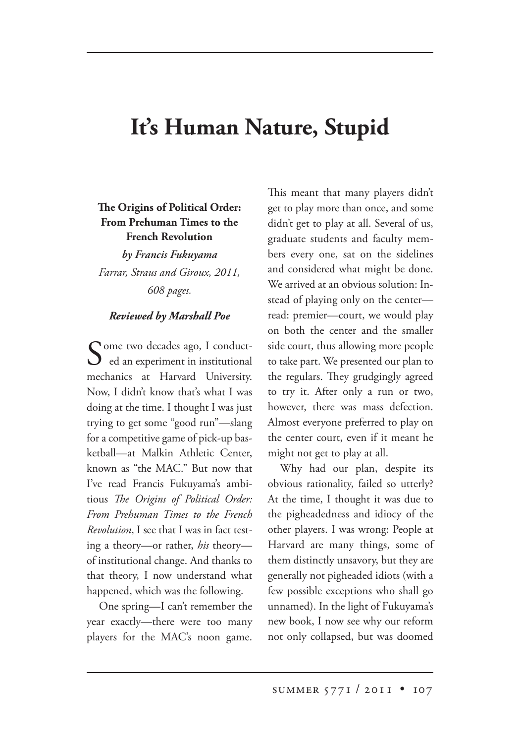# It's Human Nature, Stupid

**The Origins of Political Order: From Prehuman Times to the French Revolution**

***by Francis Fukuyama***

*Farrar, Straus and Giroux, 2011, 608 pages.*

***Reviewed by Marshall Poe***

Some two decades ago, I conducted an experiment in institutional mechanics at Harvard University. Now, I didn't know that's what I was doing at the time. I thought I was just trying to get some "good run"—slang for a competitive game of pick-up basketball—at Malkin Athletic Center, known as "the MAC." But now that I've read Francis Fukuyama's ambitious *The Origins of Political Order: From Prehuman Times to the French Revolution*, I see that I was in fact testing a theory—or rather, *his* theory—of institutional change. And thanks to that theory, I now understand what happened, which was the following.

One spring—I can't remember the year exactly—there were too many players for the MAC's noon game. This meant that many players didn't get to play more than once, and some didn't get to play at all. Several of us, graduate students and faculty members every one, sat on the sidelines and considered what might be done. We arrived at an obvious solution: Instead of playing only on the center—read: premier—court, we would play on both the center and the smaller side court, thus allowing more people to take part. We presented our plan to the regulars. They grudgingly agreed to try it. After only a run or two, however, there was mass defection. Almost everyone preferred to play on the center court, even if it meant he might not get to play at all.

Why had our plan, despite its obvious rationality, failed so utterly? At the time, I thought it was due to the pigheadedness and idiocy of the other players. I was wrong: People at Harvard are many things, some of them distinctly unsavory, but they are generally not pigheaded idiots (with a few possible exceptions who shall go unnamed). In the light of Fukuyama's new book, I now see why our reform not only collapsed, but was doomed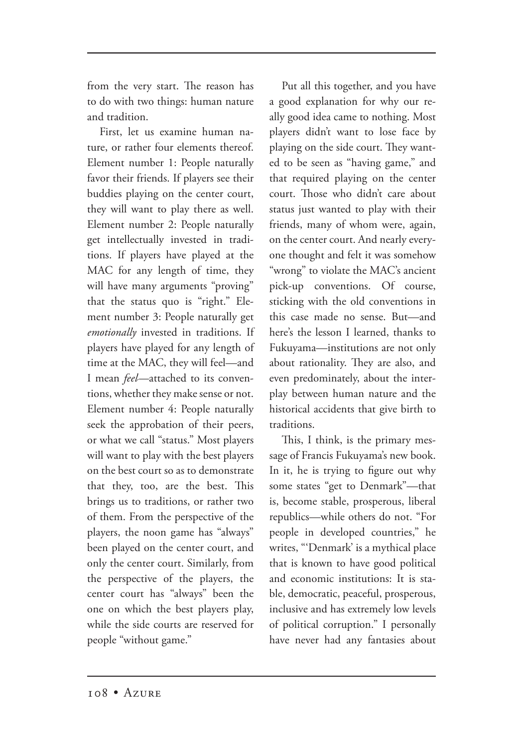from the very start. The reason has to do with two things: human nature and tradition.

First, let us examine human nature, or rather four elements thereof. Element number 1: People naturally favor their friends. If players see their buddies playing on the center court, they will want to play there as well. Element number 2: People naturally get intellectually invested in traditions. If players have played at the MAC for any length of time, they will have many arguments "proving" that the status quo is "right." Element number 3: People naturally get *emotionally* invested in traditions. If players have played for any length of time at the MAC, they will feel—and I mean *feel*—attached to its conventions, whether they make sense or not. Element number 4: People naturally seek the approbation of their peers, or what we call "status." Most players will want to play with the best players on the best court so as to demonstrate that they, too, are the best. This brings us to traditions, or rather two of them. From the perspective of the players, the noon game has "always" been played on the center court, and only the center court. Similarly, from the perspective of the players, the center court has "always" been the one on which the best players play, while the side courts are reserved for people "without game."

Put all this together, and you have a good explanation for why our really good idea came to nothing. Most players didn't want to lose face by playing on the side court. They wanted to be seen as "having game," and that required playing on the center court. Those who didn't care about status just wanted to play with their friends, many of whom were, again, on the center court. And nearly everyone thought and felt it was somehow "wrong" to violate the MAC's ancient pick-up conventions. Of course, sticking with the old conventions in this case made no sense. But—and here's the lesson I learned, thanks to Fukuyama—institutions are not only about rationality. They are also, and even predominately, about the interplay between human nature and the historical accidents that give birth to traditions.

This, I think, is the primary message of Francis Fukuyama's new book. In it, he is trying to figure out why some states "get to Denmark"—that is, become stable, prosperous, liberal republics—while others do not. "For people in developed countries," he writes, "'Denmark' is a mythical place that is known to have good political and economic institutions: It is stable, democratic, peaceful, prosperous, inclusive and has extremely low levels of political corruption." I personally have never had any fantasies about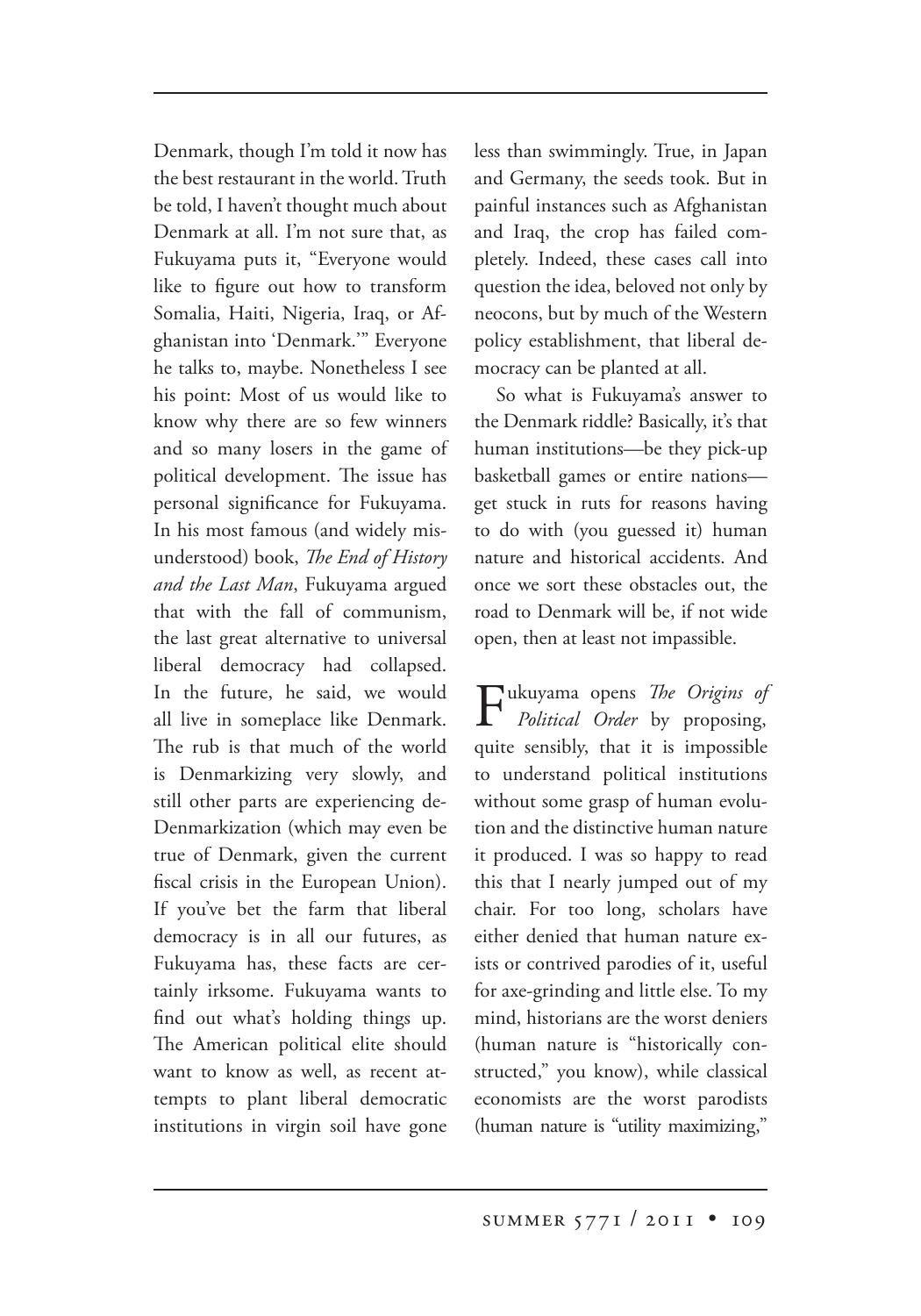Denmark, though I'm told it now has the best restaurant in the world. Truth be told, I haven't thought much about Denmark at all. I'm not sure that, as Fukuyama puts it, "Everyone would like to figure out how to transform Somalia, Haiti, Nigeria, Iraq, or Afghanistan into 'Denmark.'" Everyone he talks to, maybe. Nonetheless I see his point: Most of us would like to know why there are so few winners and so many losers in the game of political development. The issue has personal significance for Fukuyama. In his most famous (and widely misunderstood) book, *The End of History and the Last Man*, Fukuyama argued that with the fall of communism, the last great alternative to universal liberal democracy had collapsed. In the future, he said, we would all live in someplace like Denmark. The rub is that much of the world is Denmarkizing very slowly, and still other parts are experiencing de-Denmarkization (which may even be true of Denmark, given the current fiscal crisis in the European Union). If you've bet the farm that liberal democracy is in all our futures, as Fukuyama has, these facts are certainly irksome. Fukuyama wants to find out what's holding things up. The American political elite should want to know as well, as recent attempts to plant liberal democratic institutions in virgin soil have gone less than swimmingly. True, in Japan and Germany, the seeds took. But in painful instances such as Afghanistan and Iraq, the crop has failed completely. Indeed, these cases call into question the idea, beloved not only by neocons, but by much of the Western policy establishment, that liberal democracy can be planted at all.

So what is Fukuyama's answer to the Denmark riddle? Basically, it's that human institutions—be they pick-up basketball games or entire nations—get stuck in ruts for reasons having to do with (you guessed it) human nature and historical accidents. And once we sort these obstacles out, the road to Denmark will be, if not wide open, then at least not impassible.

Fukuyama opens *The Origins of Political Order* by proposing, quite sensibly, that it is impossible to understand political institutions without some grasp of human evolution and the distinctive human nature it produced. I was so happy to read this that I nearly jumped out of my chair. For too long, scholars have either denied that human nature exists or contrived parodies of it, useful for axe-grinding and little else. To my mind, historians are the worst deniers (human nature is "historically constructed," you know), while classical economists are the worst parodists (human nature is "utility maximizing,"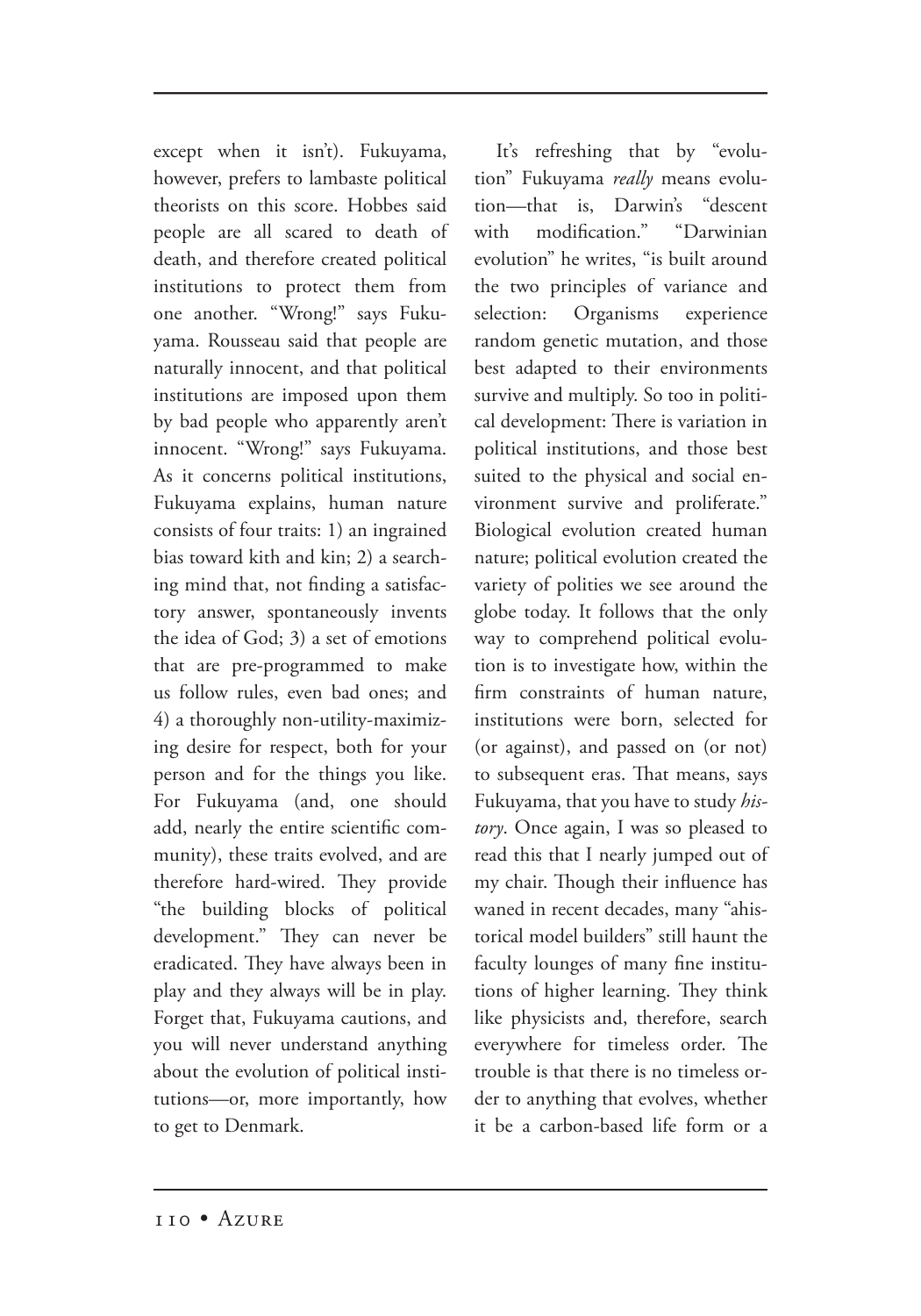except when it isn't). Fukuyama, however, prefers to lambaste political theorists on this score. Hobbes said people are all scared to death of death, and therefore created political institutions to protect them from one another. "Wrong!" says Fukuyama. Rousseau said that people are naturally innocent, and that political institutions are imposed upon them by bad people who apparently aren't innocent. "Wrong!" says Fukuyama. As it concerns political institutions, Fukuyama explains, human nature consists of four traits: 1) an ingrained bias toward kith and kin; 2) a searching mind that, not finding a satisfactory answer, spontaneously invents the idea of God; 3) a set of emotions that are pre-programmed to make us follow rules, even bad ones; and 4) a thoroughly non-utility-maximizing desire for respect, both for your person and for the things you like. For Fukuyama (and, one should add, nearly the entire scientific community), these traits evolved, and are therefore hard-wired. They provide "the building blocks of political development." They can never be eradicated. They have always been in play and they always will be in play. Forget that, Fukuyama cautions, and you will never understand anything about the evolution of political institutions—or, more importantly, how to get to Denmark.

It's refreshing that by "evolution" Fukuyama *really* means evolution—that is, Darwin's "descent with modification." "Darwinian evolution" he writes, "is built around the two principles of variance and selection: Organisms experience random genetic mutation, and those best adapted to their environments survive and multiply. So too in political development: There is variation in political institutions, and those best suited to the physical and social environment survive and proliferate." Biological evolution created human nature; political evolution created the variety of polities we see around the globe today. It follows that the only way to comprehend political evolution is to investigate how, within the firm constraints of human nature, institutions were born, selected for (or against), and passed on (or not) to subsequent eras. That means, says Fukuyama, that you have to study *history*. Once again, I was so pleased to read this that I nearly jumped out of my chair. Though their influence has waned in recent decades, many "ahistorical model builders" still haunt the faculty lounges of many fine institutions of higher learning. They think like physicists and, therefore, search everywhere for timeless order. The trouble is that there is no timeless order to anything that evolves, whether it be a carbon-based life form or a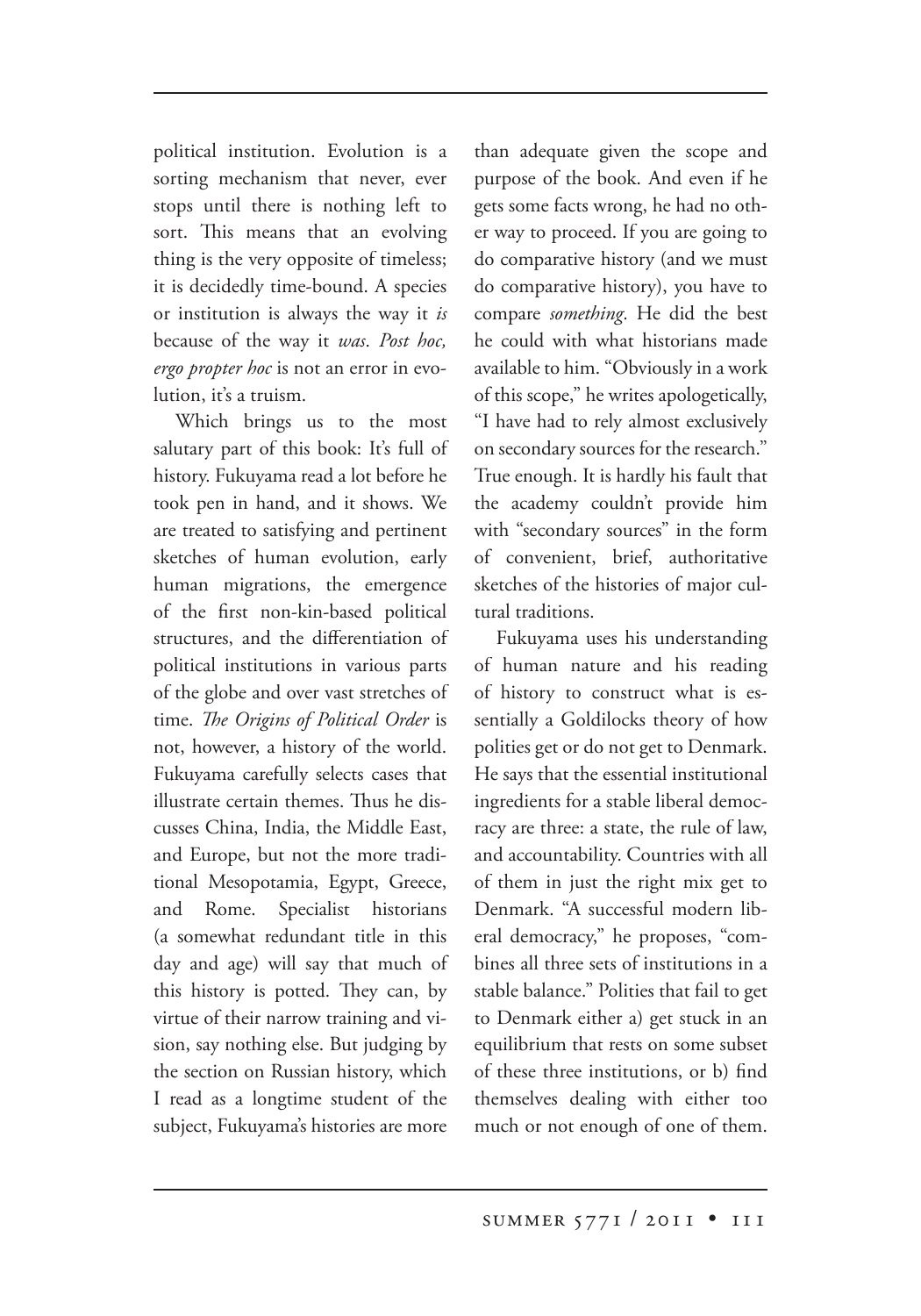political institution. Evolution is a sorting mechanism that never, ever stops until there is nothing left to sort. This means that an evolving thing is the very opposite of timeless; it is decidedly time-bound. A species or institution is always the way it *is* because of the way it *was*. *Post hoc, ergo propter hoc* is not an error in evolution, it's a truism.

Which brings us to the most salutary part of this book: It's full of history. Fukuyama read a lot before he took pen in hand, and it shows. We are treated to satisfying and pertinent sketches of human evolution, early human migrations, the emergence of the first non-kin-based political structures, and the differentiation of political institutions in various parts of the globe and over vast stretches of time. *The Origins of Political Order* is not, however, a history of the world. Fukuyama carefully selects cases that illustrate certain themes. Thus he discusses China, India, the Middle East, and Europe, but not the more traditional Mesopotamia, Egypt, Greece, and Rome. Specialist historians (a somewhat redundant title in this day and age) will say that much of this history is potted. They can, by virtue of their narrow training and vision, say nothing else. But judging by the section on Russian history, which I read as a longtime student of the subject, Fukuyama's histories are more than adequate given the scope and purpose of the book. And even if he gets some facts wrong, he had no other way to proceed. If you are going to do comparative history (and we must do comparative history), you have to compare *something*. He did the best he could with what historians made available to him. "Obviously in a work of this scope," he writes apologetically, "I have had to rely almost exclusively on secondary sources for the research." True enough. It is hardly his fault that the academy couldn't provide him with "secondary sources" in the form of convenient, brief, authoritative sketches of the histories of major cultural traditions.

Fukuyama uses his understanding of human nature and his reading of history to construct what is essentially a Goldilocks theory of how polities get or do not get to Denmark. He says that the essential institutional ingredients for a stable liberal democracy are three: a state, the rule of law, and accountability. Countries with all of them in just the right mix get to Denmark. "A successful modern liberal democracy," he proposes, "combines all three sets of institutions in a stable balance." Polities that fail to get to Denmark either a) get stuck in an equilibrium that rests on some subset of these three institutions, or b) find themselves dealing with either too much or not enough of one of them.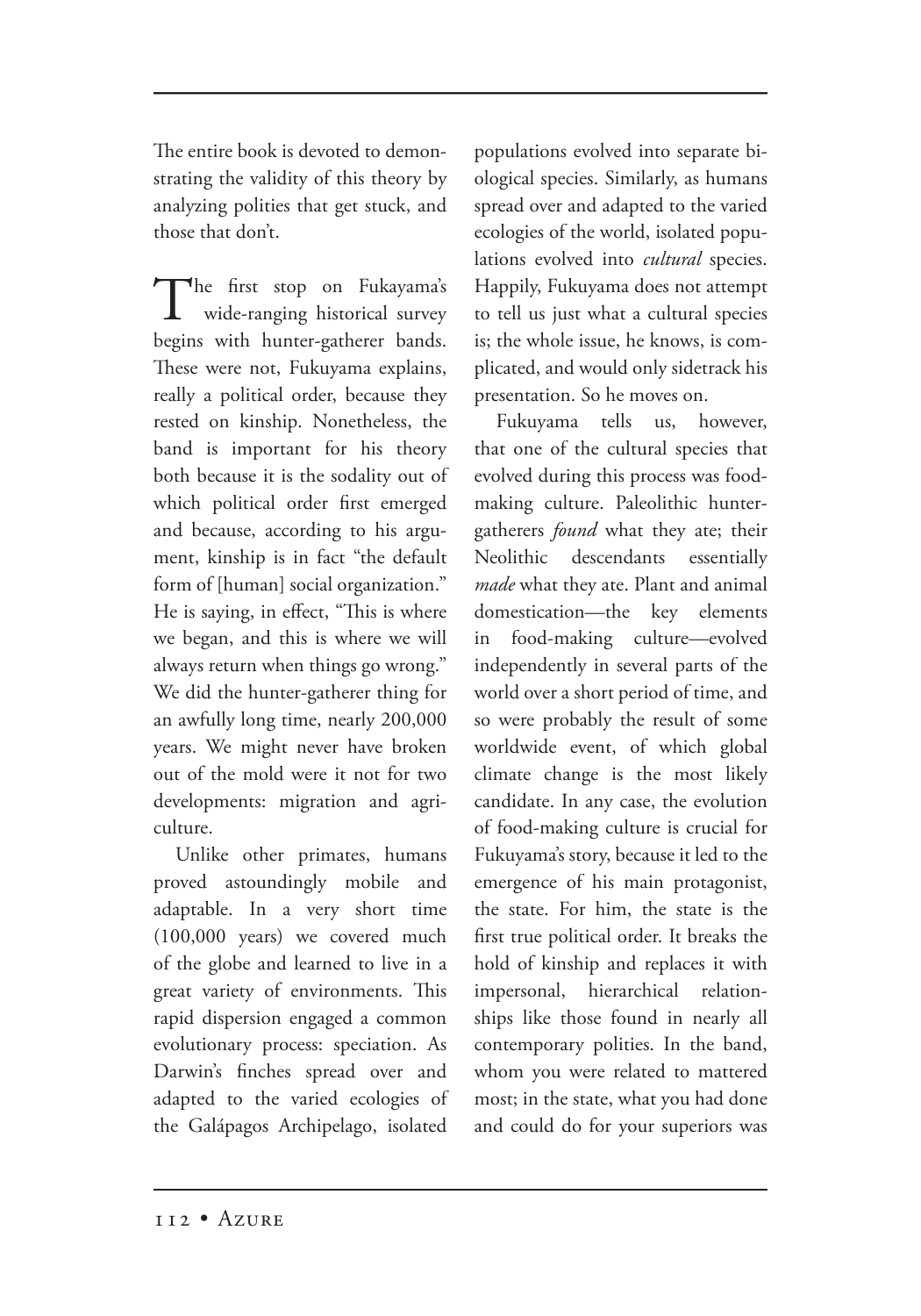The entire book is devoted to demonstrating the validity of this theory by analyzing polities that get stuck, and those that don't.

The first stop on Fukayama's wide-ranging historical survey begins with hunter-gatherer bands. These were not, Fukuyama explains, really a political order, because they rested on kinship. Nonetheless, the band is important for his theory both because it is the sodality out of which political order first emerged and because, according to his argument, kinship is in fact "the default form of [human] social organization." He is saying, in effect, "This is where we began, and this is where we will always return when things go wrong." We did the hunter-gatherer thing for an awfully long time, nearly 200,000 years. We might never have broken out of the mold were it not for two developments: migration and agriculture.

Unlike other primates, humans proved astoundingly mobile and adaptable. In a very short time (100,000 years) we covered much of the globe and learned to live in a great variety of environments. This rapid dispersion engaged a common evolutionary process: speciation. As Darwin's finches spread over and adapted to the varied ecologies of the Galápagos Archipelago, isolated populations evolved into separate biological species. Similarly, as humans spread over and adapted to the varied ecologies of the world, isolated populations evolved into *cultural* species. Happily, Fukuyama does not attempt to tell us just what a cultural species is; the whole issue, he knows, is complicated, and would only sidetrack his presentation. So he moves on.

Fukuyama tells us, however, that one of the cultural species that evolved during this process was food-making culture. Paleolithic hunter-gatherers *found* what they ate; their Neolithic descendants essentially *made* what they ate. Plant and animal domestication—the key elements in food-making culture—evolved independently in several parts of the world over a short period of time, and so were probably the result of some worldwide event, of which global climate change is the most likely candidate. In any case, the evolution of food-making culture is crucial for Fukuyama's story, because it led to the emergence of his main protagonist, the state. For him, the state is the first true political order. It breaks the hold of kinship and replaces it with impersonal, hierarchical relationships like those found in nearly all contemporary polities. In the band, whom you were related to mattered most; in the state, what you had done and could do for your superiors was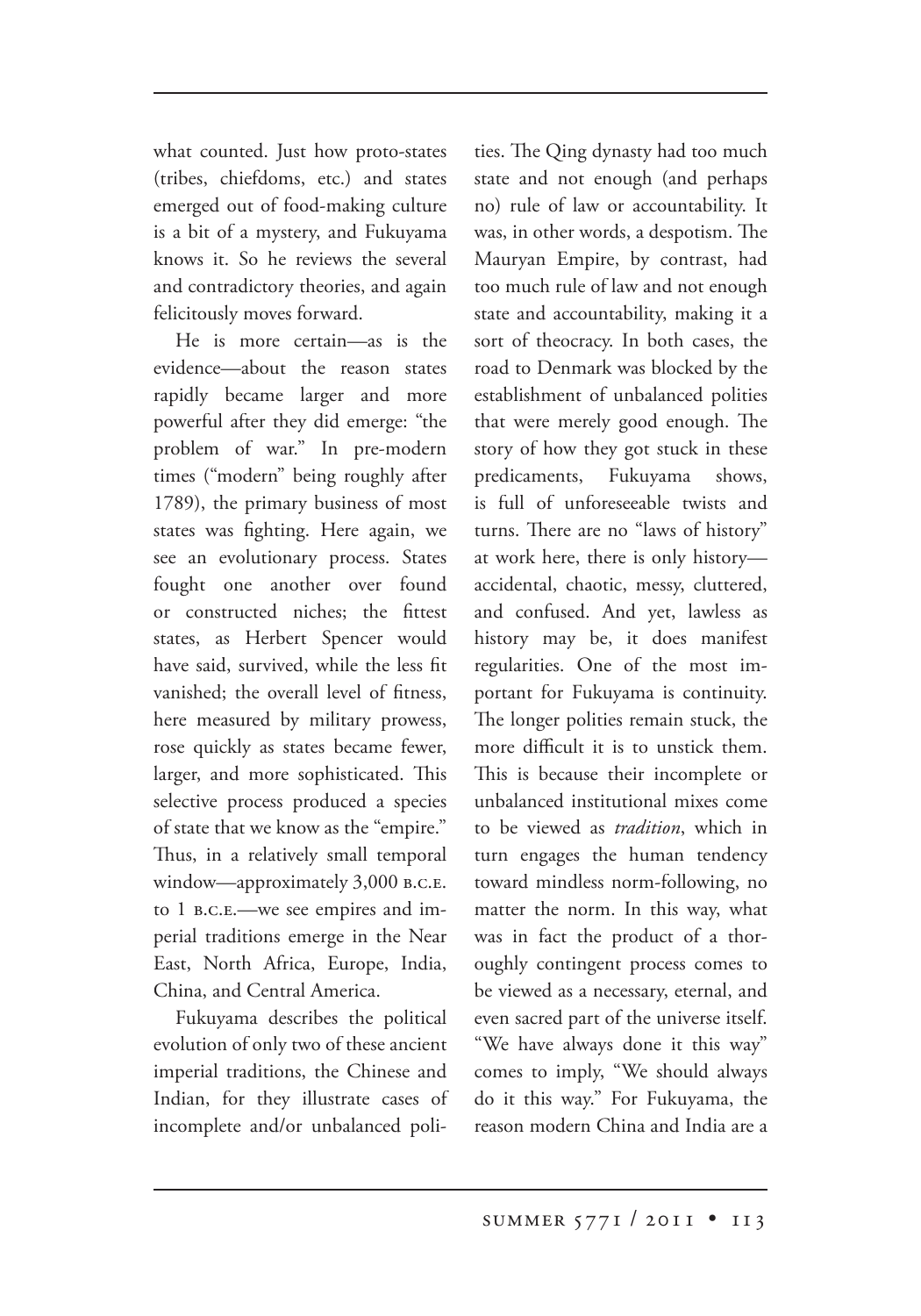what counted. Just how proto-states (tribes, chiefdoms, etc.) and states emerged out of food-making culture is a bit of a mystery, and Fukuyama knows it. So he reviews the several and contradictory theories, and again felicitously moves forward.

He is more certain—as is the evidence—about the reason states rapidly became larger and more powerful after they did emerge: "the problem of war." In pre-modern times ("modern" being roughly after 1789), the primary business of most states was fighting. Here again, we see an evolutionary process. States fought one another over found or constructed niches; the fittest states, as Herbert Spencer would have said, survived, while the less fit vanished; the overall level of fitness, here measured by military prowess, rose quickly as states became fewer, larger, and more sophisticated. This selective process produced a species of state that we know as the "empire." Thus, in a relatively small temporal window—approximately 3,000 B.C.E. to 1 B.C.E.—we see empires and imperial traditions emerge in the Near East, North Africa, Europe, India, China, and Central America.

Fukuyama describes the political evolution of only two of these ancient imperial traditions, the Chinese and Indian, for they illustrate cases of incomplete and/or unbalanced polities. The Qing dynasty had too much state and not enough (and perhaps no) rule of law or accountability. It was, in other words, a despotism. The Mauryan Empire, by contrast, had too much rule of law and not enough state and accountability, making it a sort of theocracy. In both cases, the road to Denmark was blocked by the establishment of unbalanced polities that were merely good enough. The story of how they got stuck in these predicaments, Fukuyama shows, is full of unforeseeable twists and turns. There are no "laws of history" at work here, there is only history—accidental, chaotic, messy, cluttered, and confused. And yet, lawless as history may be, it does manifest regularities. One of the most important for Fukuyama is continuity. The longer polities remain stuck, the more difficult it is to unstick them. This is because their incomplete or unbalanced institutional mixes come to be viewed as *tradition*, which in turn engages the human tendency toward mindless norm-following, no matter the norm. In this way, what was in fact the product of a thoroughly contingent process comes to be viewed as a necessary, eternal, and even sacred part of the universe itself. "We have always done it this way" comes to imply, "We should always do it this way." For Fukuyama, the reason modern China and India are a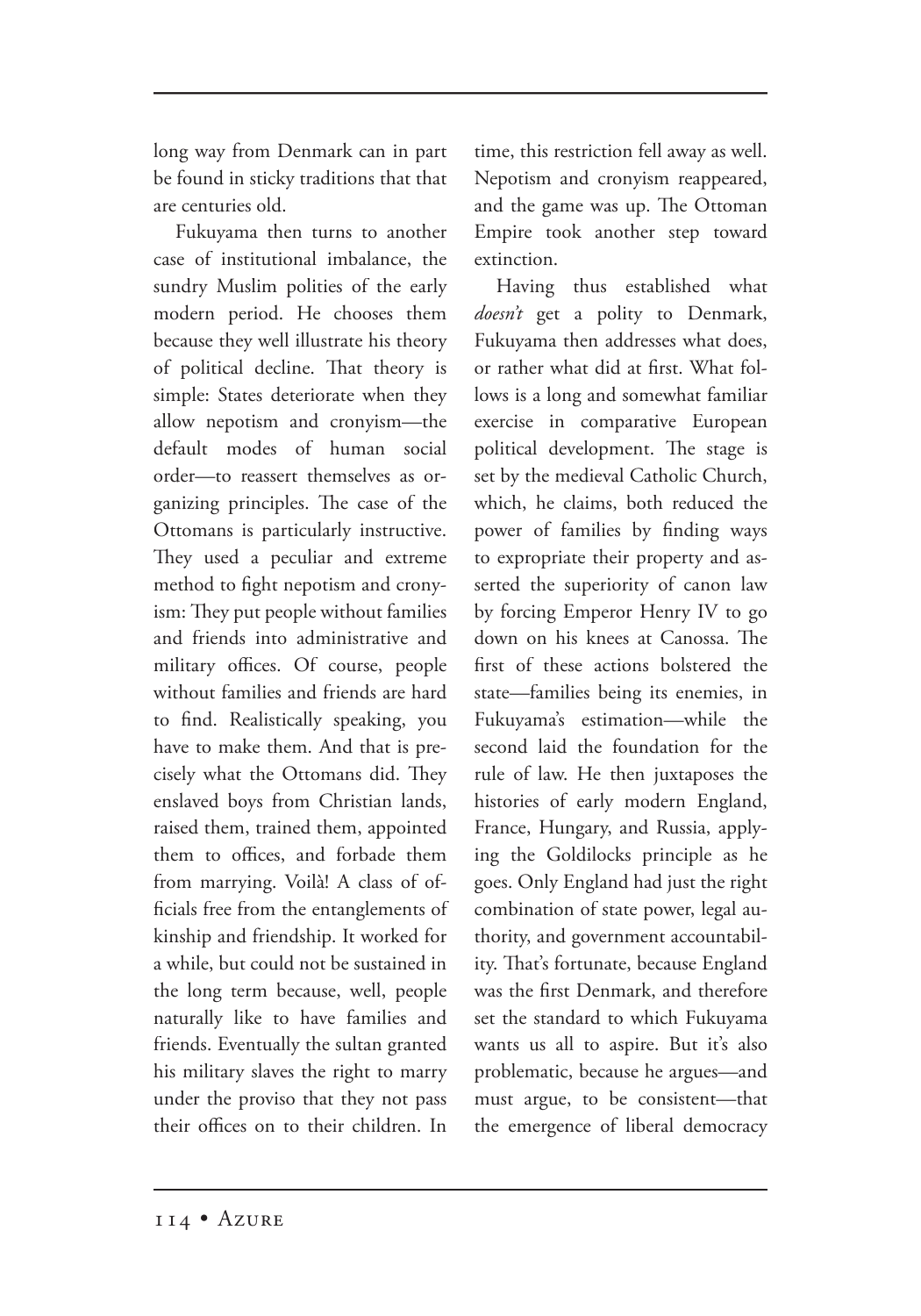long way from Denmark can in part be found in sticky traditions that that are centuries old.

Fukuyama then turns to another case of institutional imbalance, the sundry Muslim polities of the early modern period. He chooses them because they well illustrate his theory of political decline. That theory is simple: States deteriorate when they allow nepotism and cronyism—the default modes of human social order—to reassert themselves as organizing principles. The case of the Ottomans is particularly instructive. They used a peculiar and extreme method to fight nepotism and cronyism: They put people without families and friends into administrative and military offices. Of course, people without families and friends are hard to find. Realistically speaking, you have to make them. And that is precisely what the Ottomans did. They enslaved boys from Christian lands, raised them, trained them, appointed them to offices, and forbade them from marrying. Voilà! A class of officials free from the entanglements of kinship and friendship. It worked for a while, but could not be sustained in the long term because, well, people naturally like to have families and friends. Eventually the sultan granted his military slaves the right to marry under the proviso that they not pass their offices on to their children. In time, this restriction fell away as well. Nepotism and cronyism reappeared, and the game was up. The Ottoman Empire took another step toward extinction.

Having thus established what *doesn't* get a polity to Denmark, Fukuyama then addresses what does, or rather what did at first. What follows is a long and somewhat familiar exercise in comparative European political development. The stage is set by the medieval Catholic Church, which, he claims, both reduced the power of families by finding ways to expropriate their property and asserted the superiority of canon law by forcing Emperor Henry IV to go down on his knees at Canossa. The first of these actions bolstered the state—families being its enemies, in Fukuyama's estimation—while the second laid the foundation for the rule of law. He then juxtaposes the histories of early modern England, France, Hungary, and Russia, applying the Goldilocks principle as he goes. Only England had just the right combination of state power, legal authority, and government accountability. That's fortunate, because England was the first Denmark, and therefore set the standard to which Fukuyama wants us all to aspire. But it's also problematic, because he argues—and must argue, to be consistent—that the emergence of liberal democracy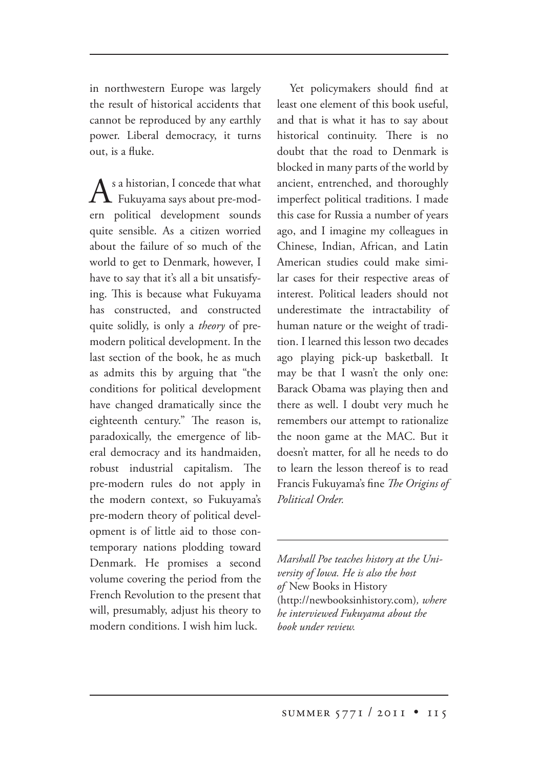in northwestern Europe was largely the result of historical accidents that cannot be reproduced by any earthly power. Liberal democracy, it turns out, is a fluke.

As a historian, I concede that what Fukuyama says about pre-modern political development sounds quite sensible. As a citizen worried about the failure of so much of the world to get to Denmark, however, I have to say that it's all a bit unsatisfying. This is because what Fukuyama has constructed, and constructed quite solidly, is only a *theory* of pre-modern political development. In the last section of the book, he as much as admits this by arguing that "the conditions for political development have changed dramatically since the eighteenth century." The reason is, paradoxically, the emergence of liberal democracy and its handmaiden, robust industrial capitalism. The pre-modern rules do not apply in the modern context, so Fukuyama's pre-modern theory of political development is of little aid to those contemporary nations plodding toward Denmark. He promises a second volume covering the period from the French Revolution to the present that will, presumably, adjust his theory to modern conditions. I wish him luck.

Yet policymakers should find at least one element of this book useful, and that is what it has to say about historical continuity. There is no doubt that the road to Denmark is blocked in many parts of the world by ancient, entrenched, and thoroughly imperfect political traditions. I made this case for Russia a number of years ago, and I imagine my colleagues in Chinese, Indian, African, and Latin American studies could make similar cases for their respective areas of interest. Political leaders should not underestimate the intractability of human nature or the weight of tradition. I learned this lesson two decades ago playing pick-up basketball. It may be that I wasn't the only one: Barack Obama was playing then and there as well. I doubt very much he remembers our attempt to rationalize the noon game at the MAC. But it doesn't matter, for all he needs to do to learn the lesson thereof is to read Francis Fukuyama's fine *The Origins of Political Order.*

---

*Marshall Poe teaches history at the University of Iowa. He is also the host of* New Books in History (http://newbooksinhistory.com)*, where he interviewed Fukuyama about the book under review.*